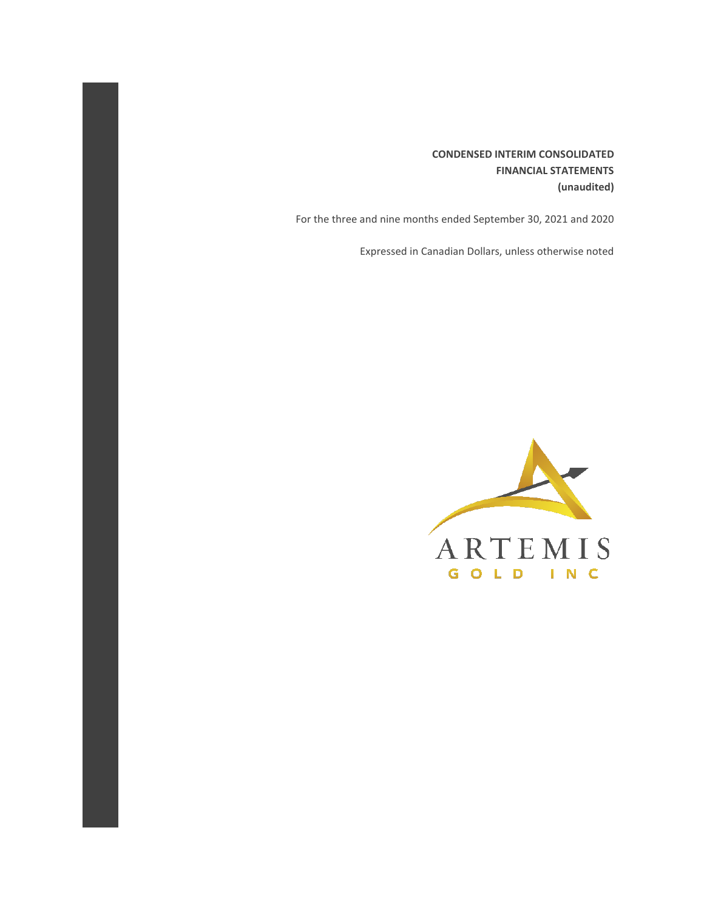**CONDENSED INTERIM CONSOLIDATED FINANCIAL STATEMENTS (unaudited)**

For the three and nine months ended September 30, 2021 and 2020

Expressed in Canadian Dollars, unless otherwise noted

ARTEMIS GOLD INC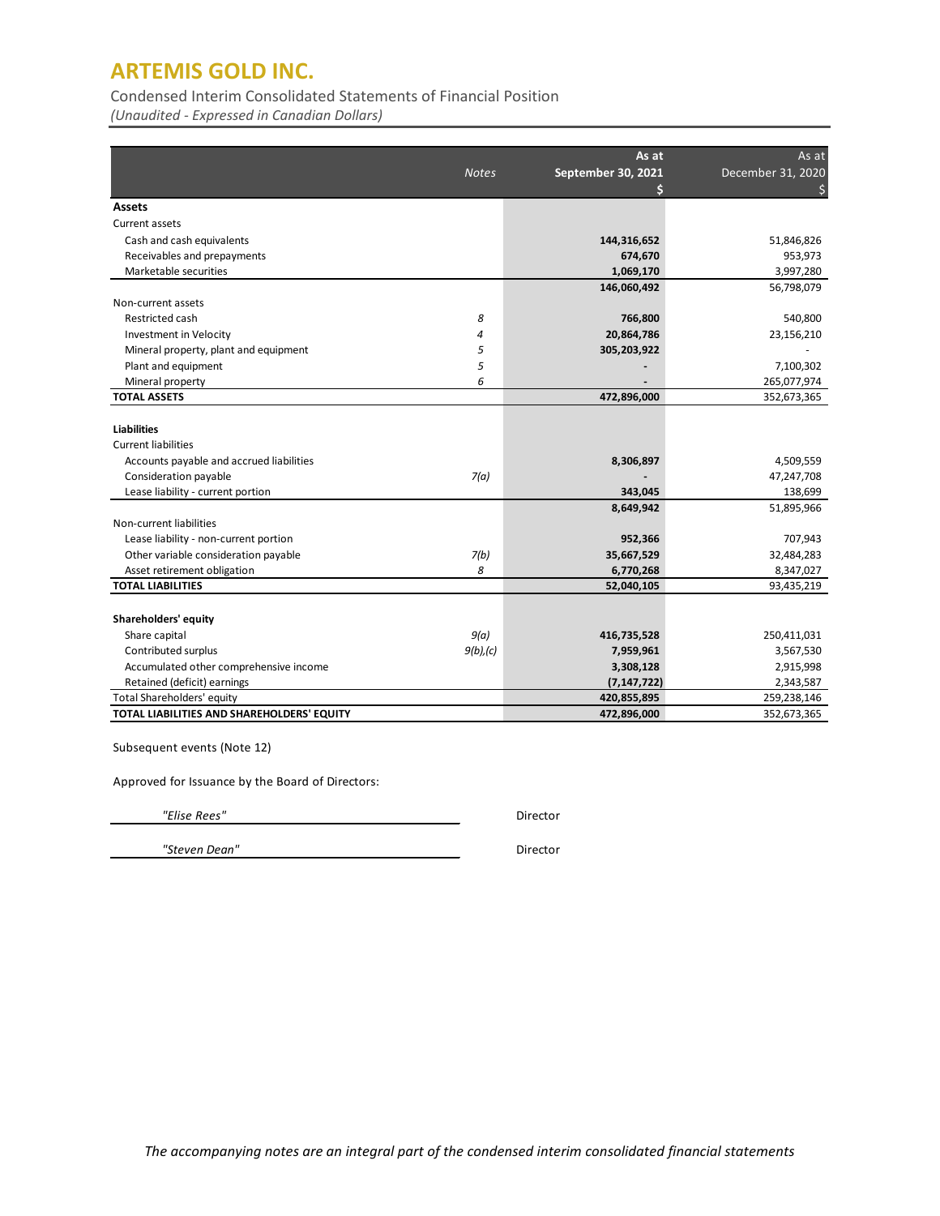# ARTEMIS GOLD INC.

Condensed Interim Consolidated Statements of Financial Position

*(Unaudited - Expressed in Canadian Dollars)*

| | Notes | As at September 30, 2021 $ | As at December 31, 2020 $ |
|---|---|---|---|
| **Assets** | | | |
| Current assets | | | |
| Cash and cash equivalents | | **144,316,652** | 51,846,826 |
| Receivables and prepayments | | **674,670** | 953,973 |
| Marketable securities | | **1,069,170** | 3,997,280 |
| | | **146,060,492** | 56,798,079 |
| Non-current assets | | | |
| Restricted cash | 8 | **766,800** | 540,800 |
| Investment in Velocity | 4 | **20,864,786** | 23,156,210 |
| Mineral property, plant and equipment | 5 | **305,203,922** | - |
| Plant and equipment | 5 | **-** | 7,100,302 |
| Mineral property | 6 | **-** | 265,077,974 |
| **TOTAL ASSETS** | | **472,896,000** | 352,673,365 |
| | | | |
| **Liabilities** | | | |
| Current liabilities | | | |
| Accounts payable and accrued liabilities | | **8,306,897** | 4,509,559 |
| Consideration payable | *7(a)* | **-** | 47,247,708 |
| Lease liability - current portion | | **343,045** | 138,699 |
| | | **8,649,942** | 51,895,966 |
| Non-current liabilities | | | |
| Lease liability - non-current portion | | **952,366** | 707,943 |
| Other variable consideration payable | *7(b)* | **35,667,529** | 32,484,283 |
| Asset retirement obligation | 8 | **6,770,268** | 8,347,027 |
| **TOTAL LIABILITIES** | | **52,040,105** | 93,435,219 |
| | | | |
| **Shareholders' equity** | | | |
| Share capital | *9(a)* | **416,735,528** | 250,411,031 |
| Contributed surplus | *9(b),(c)* | **7,959,961** | 3,567,530 |
| Accumulated other comprehensive income | | **3,308,128** | 2,915,998 |
| Retained (deficit) earnings | | **(7,147,722)** | 2,343,587 |
| Total Shareholders' equity | | **420,855,895** | 259,238,146 |
| **TOTAL LIABILITIES AND SHAREHOLDERS' EQUITY** | | **472,896,000** | 352,673,365 |

Subsequent events (Note 12)

Approved for Issuance by the Board of Directors:

*"Elise Rees"* Director

*"Steven Dean"* Director

*The accompanying notes are an integral part of the condensed interim consolidated financial statements*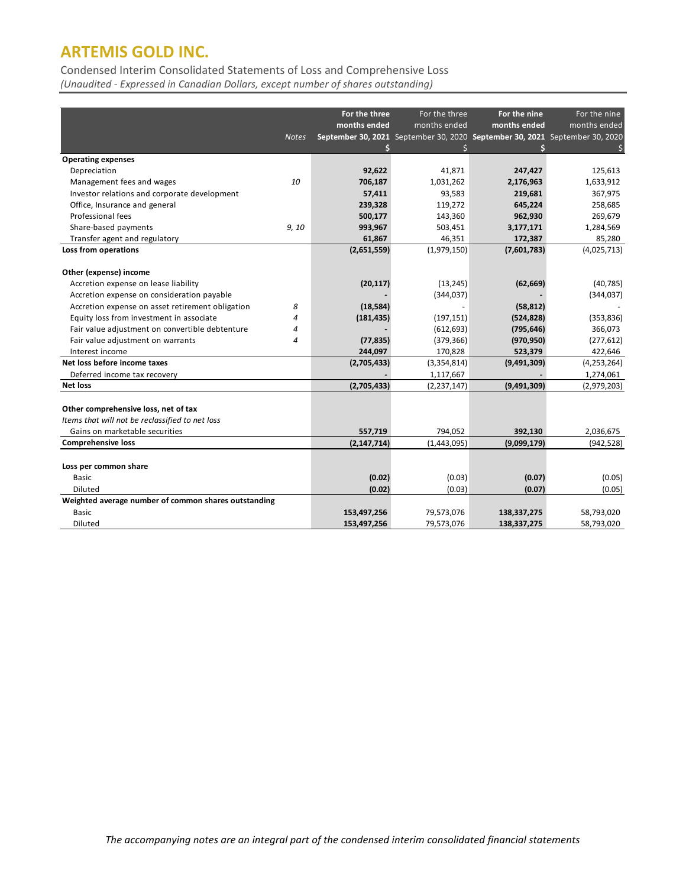# ARTEMIS GOLD INC.

Condensed Interim Consolidated Statements of Loss and Comprehensive Loss

*(Unaudited - Expressed in Canadian Dollars, except number of shares outstanding)*

| | Notes | For the three months ended September 30, 2021 | For the three months ended September 30, 2020 | For the nine months ended September 30, 2021 | For the nine months ended September 30, 2020 |
|---|---|---|---|---|---|
| | | $ | $ | $ | $ |
| **Operating expenses** | | | | | |
| Depreciation | | **92,622** | 41,871 | **247,427** | 125,613 |
| Management fees and wages | 10 | **706,187** | 1,031,262 | **2,176,963** | 1,633,912 |
| Investor relations and corporate development | | **57,411** | 93,583 | **219,681** | 367,975 |
| Office, Insurance and general | | **239,328** | 119,272 | **645,224** | 258,685 |
| Professional fees | | **500,177** | 143,360 | **962,930** | 269,679 |
| Share-based payments | 9, 10 | **993,967** | 503,451 | **3,177,171** | 1,284,569 |
| Transfer agent and regulatory | | **61,867** | 46,351 | **172,387** | 85,280 |
| **Loss from operations** | | **(2,651,559)** | (1,979,150) | **(7,601,783)** | (4,025,713) |
| | | | | | |
| **Other (expense) income** | | | | | |
| Accretion expense on lease liability | | **(20,117)** | (13,245) | **(62,669)** | (40,785) |
| Accretion expense on consideration payable | | **-** | (344,037) | **-** | (344,037) |
| Accretion expense on asset retirement obligation | 8 | **(18,584)** | - | **(58,812)** | - |
| Equity loss from investment in associate | 4 | **(181,435)** | (197,151) | **(524,828)** | (353,836) |
| Fair value adjustment on convertible debtenture | 4 | **-** | (612,693) | **(795,646)** | 366,073 |
| Fair value adjustment on warrants | 4 | **(77,835)** | (379,366) | **(970,950)** | (277,612) |
| Interest income | | **244,097** | 170,828 | **523,379** | 422,646 |
| **Net loss before income taxes** | | **(2,705,433)** | (3,354,814) | **(9,491,309)** | (4,253,264) |
| Deferred income tax recovery | | **-** | 1,117,667 | **-** | 1,274,061 |
| **Net loss** | | **(2,705,433)** | (2,237,147) | **(9,491,309)** | (2,979,203) |
| | | | | | |
| **Other comprehensive loss, net of tax** | | | | | |
| *Items that will not be reclassified to net loss* | | | | | |
| Gains on marketable securities | | **557,719** | 794,052 | **392,130** | 2,036,675 |
| **Comprehensive loss** | | **(2,147,714)** | (1,443,095) | **(9,099,179)** | (942,528) |
| | | | | | |
| **Loss per common share** | | | | | |
| Basic | | **(0.02)** | (0.03) | **(0.07)** | (0.05) |
| Diluted | | **(0.02)** | (0.03) | **(0.07)** | (0.05) |
| **Weighted average number of common shares outstanding** | | | | | |
| Basic | | **153,497,256** | 79,573,076 | **138,337,275** | 58,793,020 |
| Diluted | | **153,497,256** | 79,573,076 | **138,337,275** | 58,793,020 |

*The accompanying notes are an integral part of the condensed interim consolidated financial statements*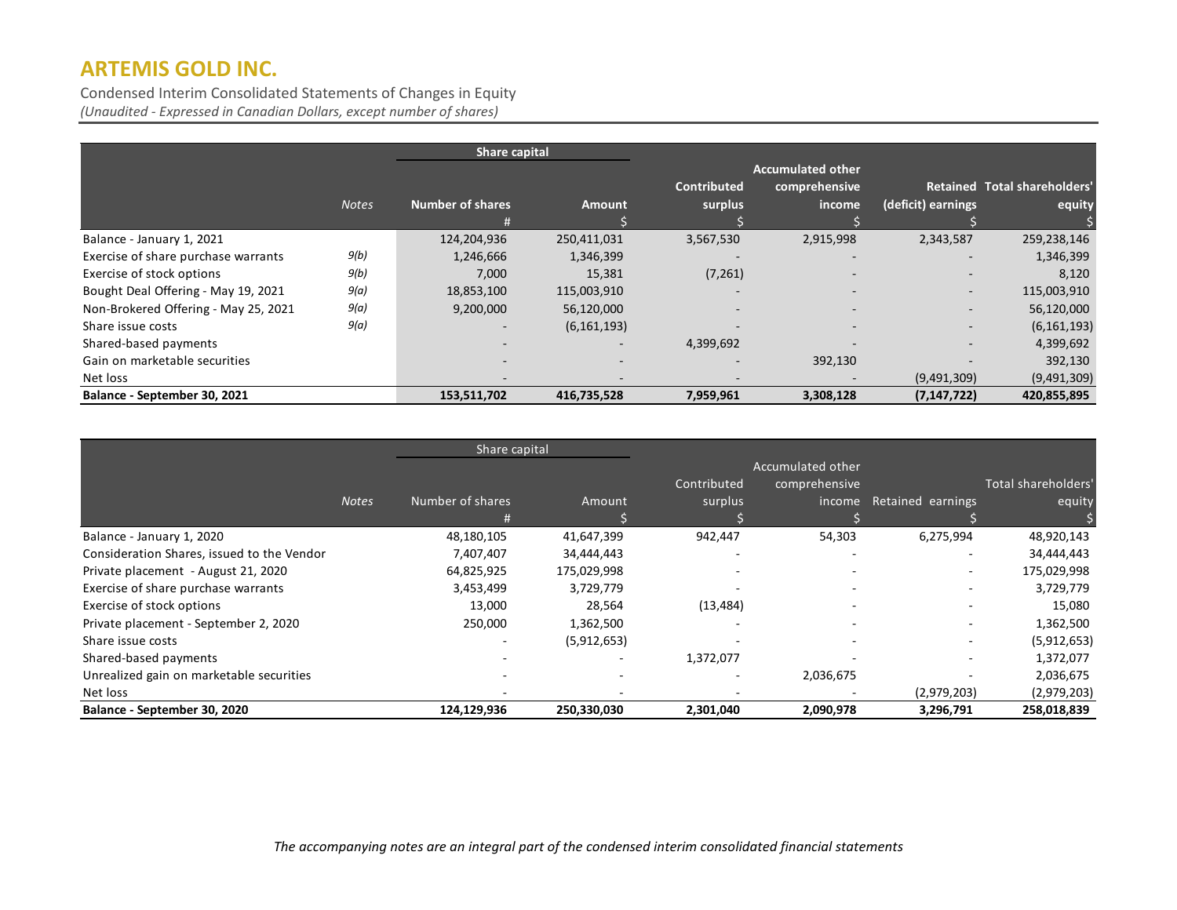# ARTEMIS GOLD INC.

Condensed Interim Consolidated Statements of Changes in Equity
*(Unaudited - Expressed in Canadian Dollars, except number of shares)*

| | Notes | Share capital | | | | | |
|---|---|---|---|---|---|---|---|
| | | Number of shares | Amount | Contributed surplus | Accumulated other comprehensive income | Retained (deficit) earnings | Total shareholders' equity |
| | | # | $ | $ | $ | $ | $ |
| Balance - January 1, 2021 | | 124,204,936 | 250,411,031 | 3,567,530 | 2,915,998 | 2,343,587 | 259,238,146 |
| Exercise of share purchase warrants | 9(b) | 1,246,666 | 1,346,399 | - | - | - | 1,346,399 |
| Exercise of stock options | 9(b) | 7,000 | 15,381 | (7,261) | - | - | 8,120 |
| Bought Deal Offering - May 19, 2021 | 9(a) | 18,853,100 | 115,003,910 | - | - | - | 115,003,910 |
| Non-Brokered Offering - May 25, 2021 | 9(a) | 9,200,000 | 56,120,000 | - | - | - | 56,120,000 |
| Share issue costs | 9(a) | - | (6,161,193) | - | - | - | (6,161,193) |
| Shared-based payments | | - | - | 4,399,692 | - | - | 4,399,692 |
| Gain on marketable securities | | - | - | - | 392,130 | - | 392,130 |
| Net loss | | - | - | - | - | (9,491,309) | (9,491,309) |
| **Balance - September 30, 2021** | | **153,511,702** | **416,735,528** | **7,959,961** | **3,308,128** | **(7,147,722)** | **420,855,895** |

| | Notes | Share capital | | | | | |
|---|---|---|---|---|---|---|---|
| | | Number of shares | Amount | Contributed surplus | Accumulated other comprehensive income | Retained earnings | Total shareholders' equity |
| | | # | $ | $ | $ | $ | $ |
| Balance - January 1, 2020 | | 48,180,105 | 41,647,399 | 942,447 | 54,303 | 6,275,994 | 48,920,143 |
| Consideration Shares, issued to the Vendor | | 7,407,407 | 34,444,443 | - | - | - | 34,444,443 |
| Private placement - August 21, 2020 | | 64,825,925 | 175,029,998 | - | - | - | 175,029,998 |
| Exercise of share purchase warrants | | 3,453,499 | 3,729,779 | - | - | - | 3,729,779 |
| Exercise of stock options | | 13,000 | 28,564 | (13,484) | - | - | 15,080 |
| Private placement - September 2, 2020 | | 250,000 | 1,362,500 | - | - | - | 1,362,500 |
| Share issue costs | | - | (5,912,653) | - | - | - | (5,912,653) |
| Shared-based payments | | - | - | 1,372,077 | - | - | 1,372,077 |
| Unrealized gain on marketable securities | | - | - | - | 2,036,675 | - | 2,036,675 |
| Net loss | | - | - | - | - | (2,979,203) | (2,979,203) |
| **Balance - September 30, 2020** | | **124,129,936** | **250,330,030** | **2,301,040** | **2,090,978** | **3,296,791** | **258,018,839** |

*The accompanying notes are an integral part of the condensed interim consolidated financial statements*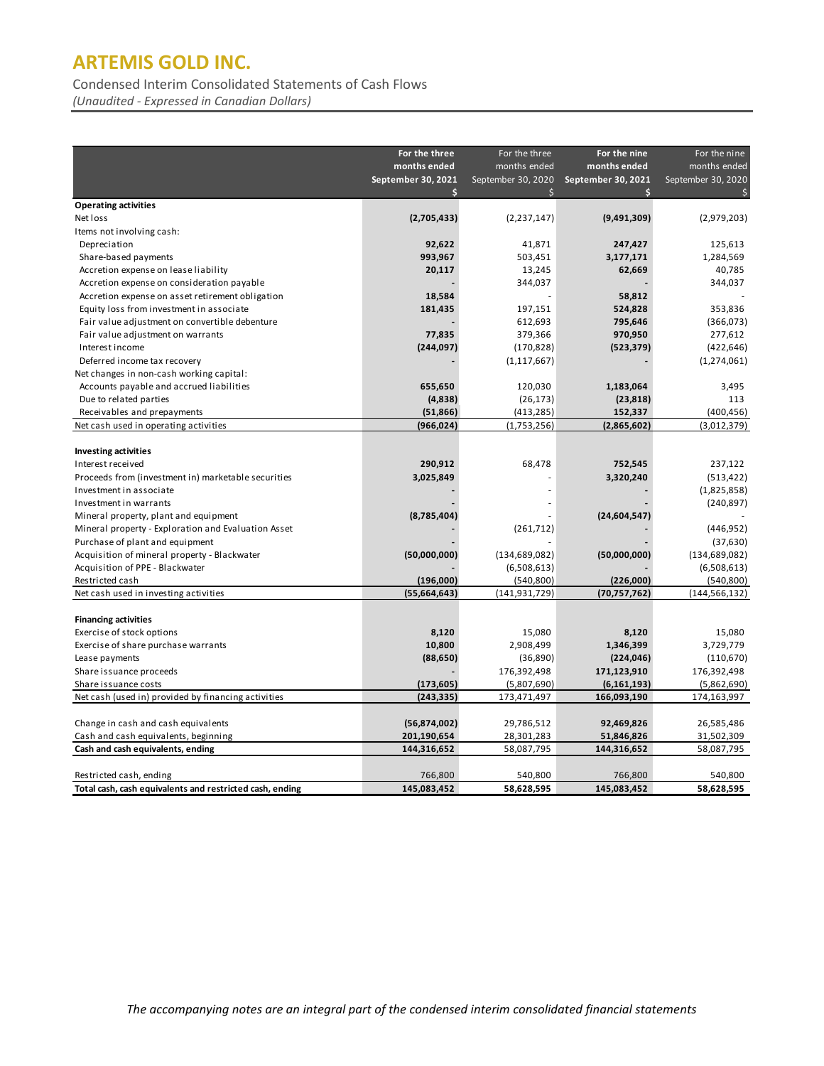# ARTEMIS GOLD INC.

Condensed Interim Consolidated Statements of Cash Flows

*(Unaudited - Expressed in Canadian Dollars)*

| | **For the three months ended September 30, 2021 $** | For the three months ended September 30, 2020 $ | **For the nine months ended September 30, 2021 $** | For the nine months ended September 30, 2020 $ |
|---|---|---|---|---|
| **Operating activities** | | | | |
| Net loss | **(2,705,433)** | (2,237,147) | **(9,491,309)** | (2,979,203) |
| Items not involving cash: | | | | |
| Depreciation | **92,622** | 41,871 | **247,427** | 125,613 |
| Share-based payments | **993,967** | 503,451 | **3,177,171** | 1,284,569 |
| Accretion expense on lease liability | **20,117** | 13,245 | **62,669** | 40,785 |
| Accretion expense on consideration payable | **-** | 344,037 | **-** | 344,037 |
| Accretion expense on asset retirement obligation | **18,584** | - | **58,812** | - |
| Equity loss from investment in associate | **181,435** | 197,151 | **524,828** | 353,836 |
| Fair value adjustment on convertible debenture | **-** | 612,693 | **795,646** | (366,073) |
| Fair value adjustment on warrants | **77,835** | 379,366 | **970,950** | 277,612 |
| Interest income | **(244,097)** | (170,828) | **(523,379)** | (422,646) |
| Deferred income tax recovery | **-** | (1,117,667) | **-** | (1,274,061) |
| Net changes in non-cash working capital: | | | | |
| Accounts payable and accrued liabilities | **655,650** | 120,030 | **1,183,064** | 3,495 |
| Due to related parties | **(4,838)** | (26,173) | **(23,818)** | 113 |
| Receivables and prepayments | **(51,866)** | (413,285) | **152,337** | (400,456) |
| Net cash used in operating activities | **(966,024)** | (1,753,256) | **(2,865,602)** | (3,012,379) |
| | | | | |
| **Investing activities** | | | | |
| Interest received | **290,912** | 68,478 | **752,545** | 237,122 |
| Proceeds from (investment in) marketable securities | **3,025,849** | - | **3,320,240** | (513,422) |
| Investment in associate | **-** | - | **-** | (1,825,858) |
| Investment in warrants | **-** | - | **-** | (240,897) |
| Mineral property, plant and equipment | **(8,785,404)** | - | **(24,604,547)** | - |
| Mineral property - Exploration and Evaluation Asset | **-** | (261,712) | **-** | (446,952) |
| Purchase of plant and equipment | **-** | - | **-** | (37,630) |
| Acquisition of mineral property - Blackwater | **(50,000,000)** | (134,689,082) | **(50,000,000)** | (134,689,082) |
| Acquisition of PPE - Blackwater | **-** | (6,508,613) | **-** | (6,508,613) |
| Restricted cash | **(196,000)** | (540,800) | **(226,000)** | (540,800) |
| Net cash used in investing activities | **(55,664,643)** | (141,931,729) | **(70,757,762)** | (144,566,132) |
| | | | | |
| **Financing activities** | | | | |
| Exercise of stock options | **8,120** | 15,080 | **8,120** | 15,080 |
| Exercise of share purchase warrants | **10,800** | 2,908,499 | **1,346,399** | 3,729,779 |
| Lease payments | **(88,650)** | (36,890) | **(224,046)** | (110,670) |
| Share issuance proceeds | **-** | 176,392,498 | **171,123,910** | 176,392,498 |
| Share issuance costs | **(173,605)** | (5,807,690) | **(6,161,193)** | (5,862,690) |
| Net cash (used in) provided by financing activities | **(243,335)** | 173,471,497 | **166,093,190** | 174,163,997 |
| | | | | |
| Change in cash and cash equivalents | **(56,874,002)** | 29,786,512 | **92,469,826** | 26,585,486 |
| Cash and cash equivalents, beginning | **201,190,654** | 28,301,283 | **51,846,826** | 31,502,309 |
| **Cash and cash equivalents, ending** | **144,316,652** | **58,087,795** | **144,316,652** | **58,087,795** |
| | | | | |
| Restricted cash, ending | 766,800 | 540,800 | 766,800 | 540,800 |
| **Total cash, cash equivalents and restricted cash, ending** | **145,083,452** | **58,628,595** | **145,083,452** | **58,628,595** |

*The accompanying notes are an integral part of the condensed interim consolidated financial statements*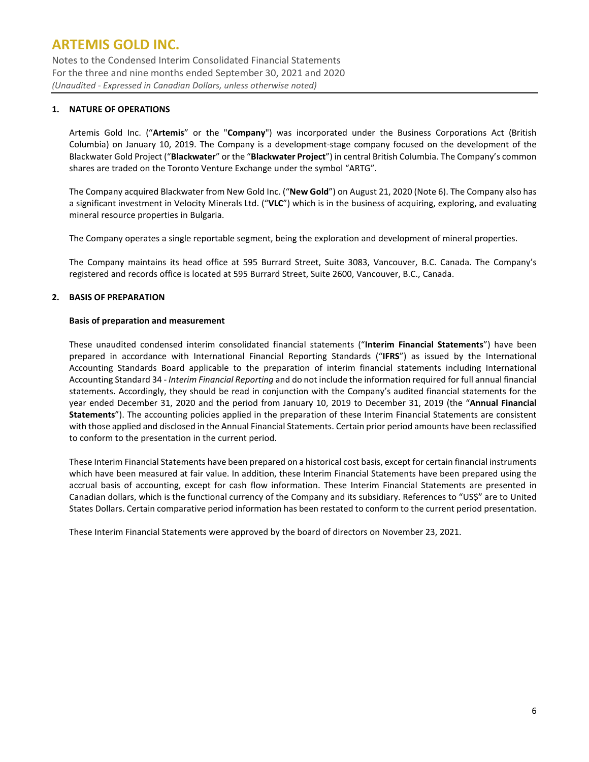## 1. NATURE OF OPERATIONS

Artemis Gold Inc. ("**Artemis**" or the "**Company**") was incorporated under the Business Corporations Act (British Columbia) on January 10, 2019. The Company is a development-stage company focused on the development of the Blackwater Gold Project ("**Blackwater**" or the "**Blackwater Project**") in central British Columbia. The Company's common shares are traded on the Toronto Venture Exchange under the symbol "ARTG".

The Company acquired Blackwater from New Gold Inc. ("**New Gold**") on August 21, 2020 (Note 6). The Company also has a significant investment in Velocity Minerals Ltd. ("**VLC**") which is in the business of acquiring, exploring, and evaluating mineral resource properties in Bulgaria.

The Company operates a single reportable segment, being the exploration and development of mineral properties.

The Company maintains its head office at 595 Burrard Street, Suite 3083, Vancouver, B.C. Canada. The Company's registered and records office is located at 595 Burrard Street, Suite 2600, Vancouver, B.C., Canada.

## 2. BASIS OF PREPARATION

### Basis of preparation and measurement

These unaudited condensed interim consolidated financial statements ("**Interim Financial Statements**") have been prepared in accordance with International Financial Reporting Standards ("**IFRS**") as issued by the International Accounting Standards Board applicable to the preparation of interim financial statements including International Accounting Standard 34 - *Interim Financial Reporting* and do not include the information required for full annual financial statements. Accordingly, they should be read in conjunction with the Company's audited financial statements for the year ended December 31, 2020 and the period from January 10, 2019 to December 31, 2019 (the "**Annual Financial Statements**"). The accounting policies applied in the preparation of these Interim Financial Statements are consistent with those applied and disclosed in the Annual Financial Statements. Certain prior period amounts have been reclassified to conform to the presentation in the current period.

These Interim Financial Statements have been prepared on a historical cost basis, except for certain financial instruments which have been measured at fair value. In addition, these Interim Financial Statements have been prepared using the accrual basis of accounting, except for cash flow information. These Interim Financial Statements are presented in Canadian dollars, which is the functional currency of the Company and its subsidiary. References to "US$" are to United States Dollars. Certain comparative period information has been restated to conform to the current period presentation.

These Interim Financial Statements were approved by the board of directors on November 23, 2021.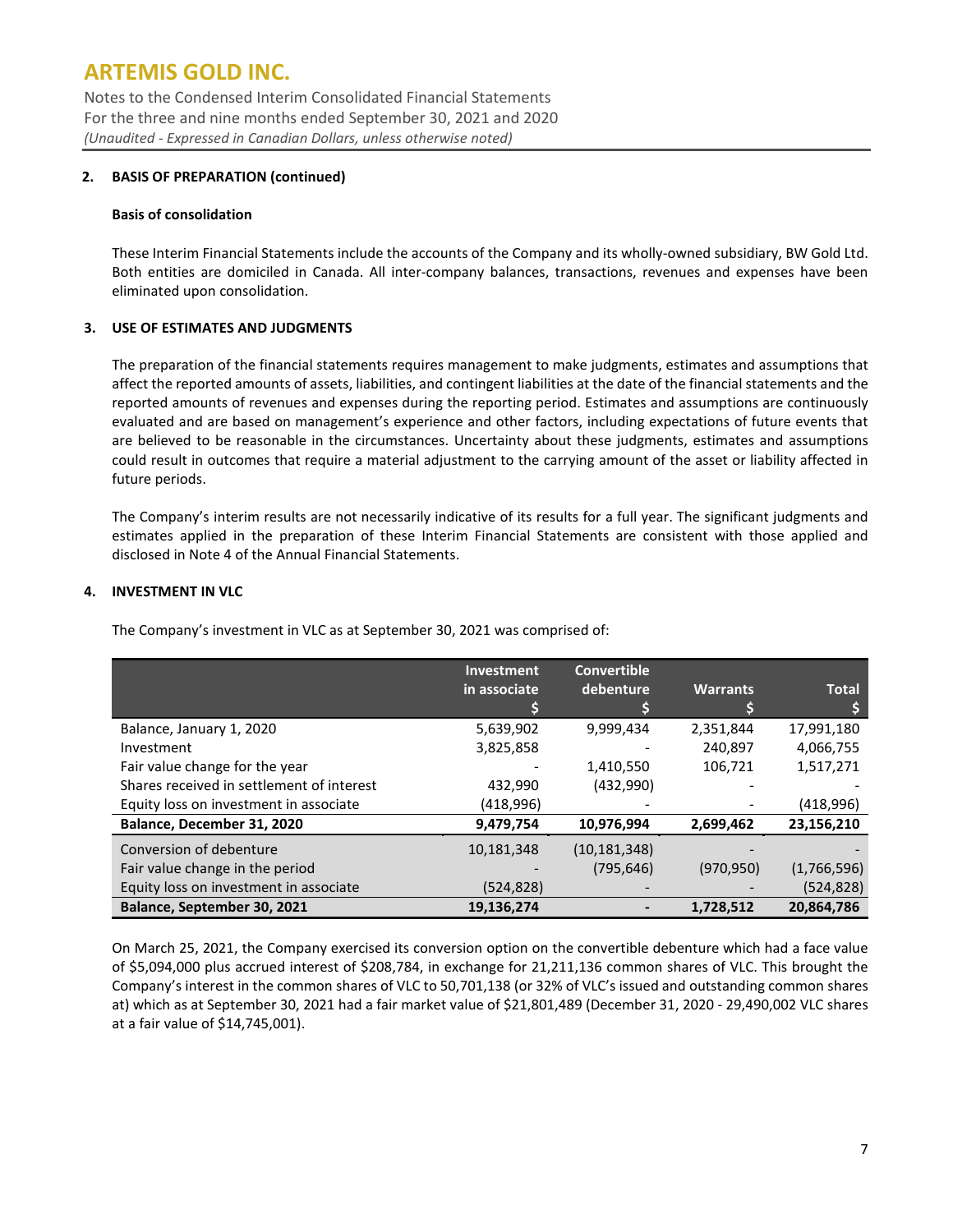# ARTEMIS GOLD INC.

Notes to the Condensed Interim Consolidated Financial Statements
For the three and nine months ended September 30, 2021 and 2020
*(Unaudited - Expressed in Canadian Dollars, unless otherwise noted)*

## 2. BASIS OF PREPARATION (continued)

### Basis of consolidation

These Interim Financial Statements include the accounts of the Company and its wholly-owned subsidiary, BW Gold Ltd. Both entities are domiciled in Canada. All inter-company balances, transactions, revenues and expenses have been eliminated upon consolidation.

## 3. USE OF ESTIMATES AND JUDGMENTS

The preparation of the financial statements requires management to make judgments, estimates and assumptions that affect the reported amounts of assets, liabilities, and contingent liabilities at the date of the financial statements and the reported amounts of revenues and expenses during the reporting period. Estimates and assumptions are continuously evaluated and are based on management's experience and other factors, including expectations of future events that are believed to be reasonable in the circumstances. Uncertainty about these judgments, estimates and assumptions could result in outcomes that require a material adjustment to the carrying amount of the asset or liability affected in future periods.

The Company's interim results are not necessarily indicative of its results for a full year. The significant judgments and estimates applied in the preparation of these Interim Financial Statements are consistent with those applied and disclosed in Note 4 of the Annual Financial Statements.

## 4. INVESTMENT IN VLC

The Company's investment in VLC as at September 30, 2021 was comprised of:

| | Investment in associate $ | Convertible debenture $ | Warrants $ | Total $ |
|---|---|---|---|---|
| Balance, January 1, 2020 | 5,639,902 | 9,999,434 | 2,351,844 | 17,991,180 |
| Investment | 3,825,858 | - | 240,897 | 4,066,755 |
| Fair value change for the year | - | 1,410,550 | 106,721 | 1,517,271 |
| Shares received in settlement of interest | 432,990 | (432,990) | - | - |
| Equity loss on investment in associate | (418,996) | - | - | (418,996) |
| **Balance, December 31, 2020** | **9,479,754** | **10,976,994** | **2,699,462** | **23,156,210** |
| Conversion of debenture | 10,181,348 | (10,181,348) | - | - |
| Fair value change in the period | - | (795,646) | (970,950) | (1,766,596) |
| Equity loss on investment in associate | (524,828) | - | - | (524,828) |
| **Balance, September 30, 2021** | **19,136,274** | **-** | **1,728,512** | **20,864,786** |

On March 25, 2021, the Company exercised its conversion option on the convertible debenture which had a face value of $5,094,000 plus accrued interest of $208,784, in exchange for 21,211,136 common shares of VLC. This brought the Company's interest in the common shares of VLC to 50,701,138 (or 32% of VLC's issued and outstanding common shares at) which as at September 30, 2021 had a fair market value of $21,801,489 (December 31, 2020 - 29,490,002 VLC shares at a fair value of $14,745,001).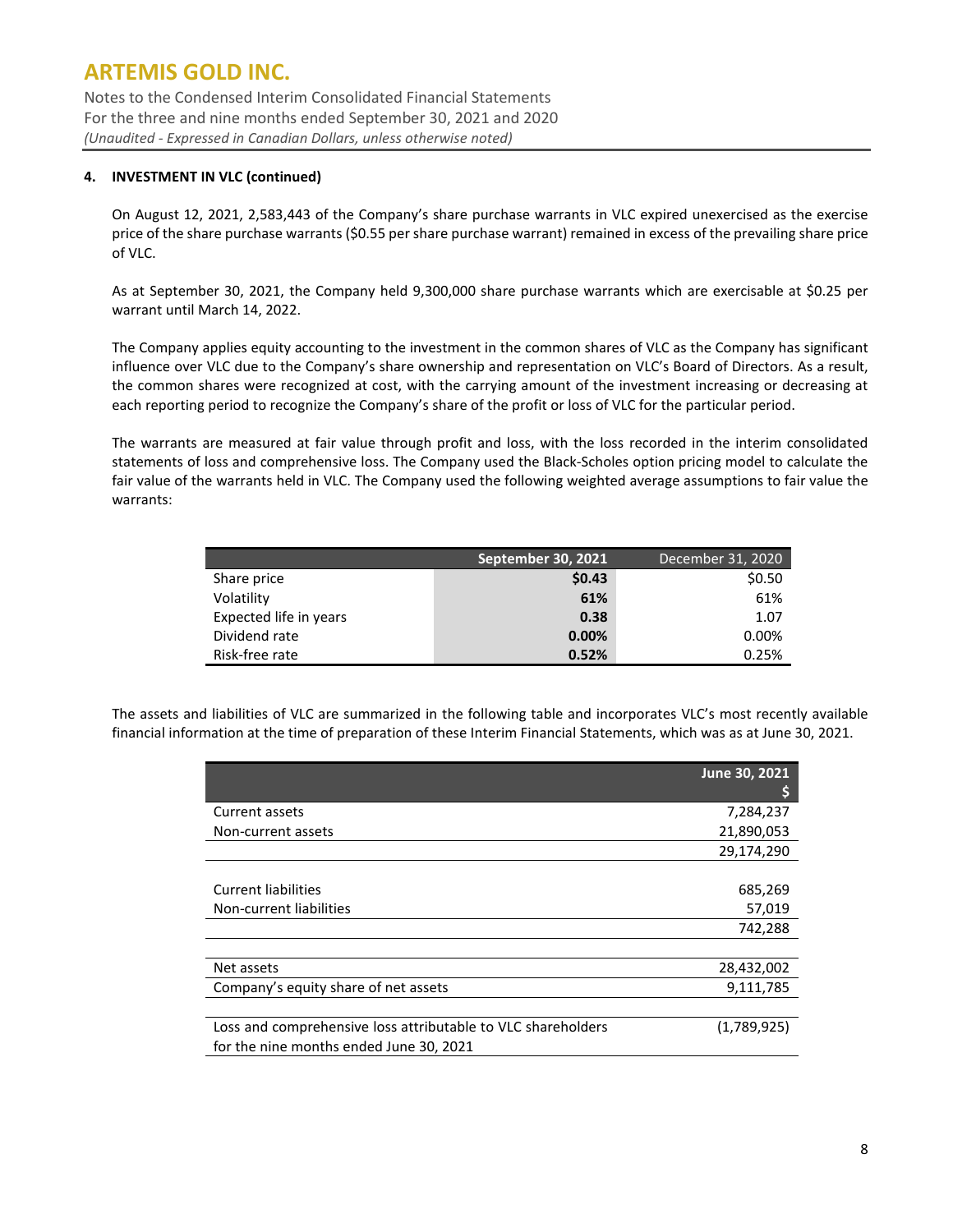**4. INVESTMENT IN VLC (continued)**

On August 12, 2021, 2,583,443 of the Company's share purchase warrants in VLC expired unexercised as the exercise price of the share purchase warrants ($0.55 per share purchase warrant) remained in excess of the prevailing share price of VLC.

As at September 30, 2021, the Company held 9,300,000 share purchase warrants which are exercisable at $0.25 per warrant until March 14, 2022.

The Company applies equity accounting to the investment in the common shares of VLC as the Company has significant influence over VLC due to the Company's share ownership and representation on VLC's Board of Directors. As a result, the common shares were recognized at cost, with the carrying amount of the investment increasing or decreasing at each reporting period to recognize the Company's share of the profit or loss of VLC for the particular period.

The warrants are measured at fair value through profit and loss, with the loss recorded in the interim consolidated statements of loss and comprehensive loss. The Company used the Black-Scholes option pricing model to calculate the fair value of the warrants held in VLC. The Company used the following weighted average assumptions to fair value the warrants:

| | **September 30, 2021** | December 31, 2020 |
|---|---|---|
| Share price | **$0.43** | $0.50 |
| Volatility | **61%** | 61% |
| Expected life in years | **0.38** | 1.07 |
| Dividend rate | **0.00%** | 0.00% |
| Risk-free rate | **0.52%** | 0.25% |

The assets and liabilities of VLC are summarized in the following table and incorporates VLC's most recently available financial information at the time of preparation of these Interim Financial Statements, which was as at June 30, 2021.

| | **June 30, 2021 $** |
|---|---|
| Current assets | 7,284,237 |
| Non-current assets | 21,890,053 |
| | 29,174,290 |
| | |
| Current liabilities | 685,269 |
| Non-current liabilities | 57,019 |
| | 742,288 |
| | |
| Net assets | 28,432,002 |
| Company's equity share of net assets | 9,111,785 |
| | |
| Loss and comprehensive loss attributable to VLC shareholders for the nine months ended June 30, 2021 | (1,789,925) |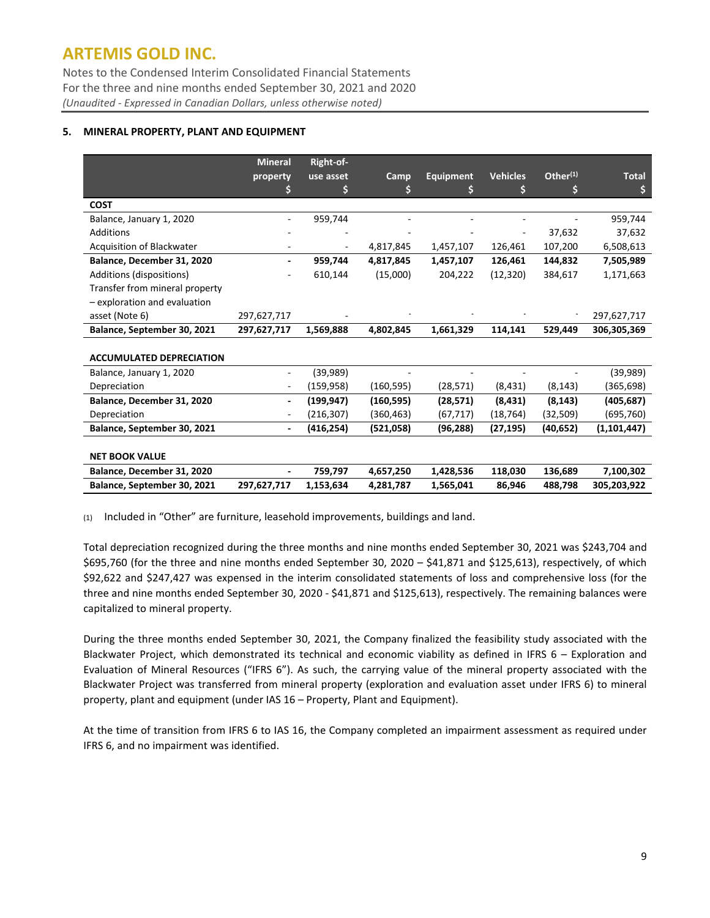## 5. MINERAL PROPERTY, PLANT AND EQUIPMENT

| | Mineral property $ | Right-of-use asset $ | Camp $ | Equipment $ | Vehicles $ | Other[(1)] $ | Total $ |
|---|---|---|---|---|---|---|---|
| **COST** | | | | | | | |
| Balance, January 1, 2020 | - | 959,744 | - | - | - | - | 959,744 |
| Additions | - | - | - | - | - | 37,632 | 37,632 |
| Acquisition of Blackwater | - | - | 4,817,845 | 1,457,107 | 126,461 | 107,200 | 6,508,613 |
| **Balance, December 31, 2020** | **-** | **959,744** | **4,817,845** | **1,457,107** | **126,461** | **144,832** | **7,505,989** |
| Additions (dispositions) | - | 610,144 | (15,000) | 204,222 | (12,320) | 384,617 | 1,171,663 |
| Transfer from mineral property – exploration and evaluation asset (Note 6) | 297,627,717 | - | - | - | - | - | 297,627,717 |
| **Balance, September 30, 2021** | **297,627,717** | **1,569,888** | **4,802,845** | **1,661,329** | **114,141** | **529,449** | **306,305,369** |
| | | | | | | | |
| **ACCUMULATED DEPRECIATION** | | | | | | | |
| Balance, January 1, 2020 | - | (39,989) | - | - | - | - | (39,989) |
| Depreciation | - | (159,958) | (160,595) | (28,571) | (8,431) | (8,143) | (365,698) |
| **Balance, December 31, 2020** | **-** | **(199,947)** | **(160,595)** | **(28,571)** | **(8,431)** | **(8,143)** | **(405,687)** |
| Depreciation | - | (216,307) | (360,463) | (67,717) | (18,764) | (32,509) | (695,760) |
| **Balance, September 30, 2021** | **-** | **(416,254)** | **(521,058)** | **(96,288)** | **(27,195)** | **(40,652)** | **(1,101,447)** |
| | | | | | | | |
| **NET BOOK VALUE** | | | | | | | |
| **Balance, December 31, 2020** | **-** | **759,797** | **4,657,250** | **1,428,536** | **118,030** | **136,689** | **7,100,302** |
| **Balance, September 30, 2021** | **297,627,717** | **1,153,634** | **4,281,787** | **1,565,041** | **86,946** | **488,798** | **305,203,922** |

(1) Included in "Other" are furniture, leasehold improvements, buildings and land.

Total depreciation recognized during the three months and nine months ended September 30, 2021 was $243,704 and $695,760 (for the three and nine months ended September 30, 2020 – $41,871 and $125,613), respectively, of which $92,622 and $247,427 was expensed in the interim consolidated statements of loss and comprehensive loss (for the three and nine months ended September 30, 2020 - $41,871 and $125,613), respectively. The remaining balances were capitalized to mineral property.

During the three months ended September 30, 2021, the Company finalized the feasibility study associated with the Blackwater Project, which demonstrated its technical and economic viability as defined in IFRS 6 – Exploration and Evaluation of Mineral Resources ("IFRS 6"). As such, the carrying value of the mineral property associated with the Blackwater Project was transferred from mineral property (exploration and evaluation asset under IFRS 6) to mineral property, plant and equipment (under IAS 16 – Property, Plant and Equipment).

At the time of transition from IFRS 6 to IAS 16, the Company completed an impairment assessment as required under IFRS 6, and no impairment was identified.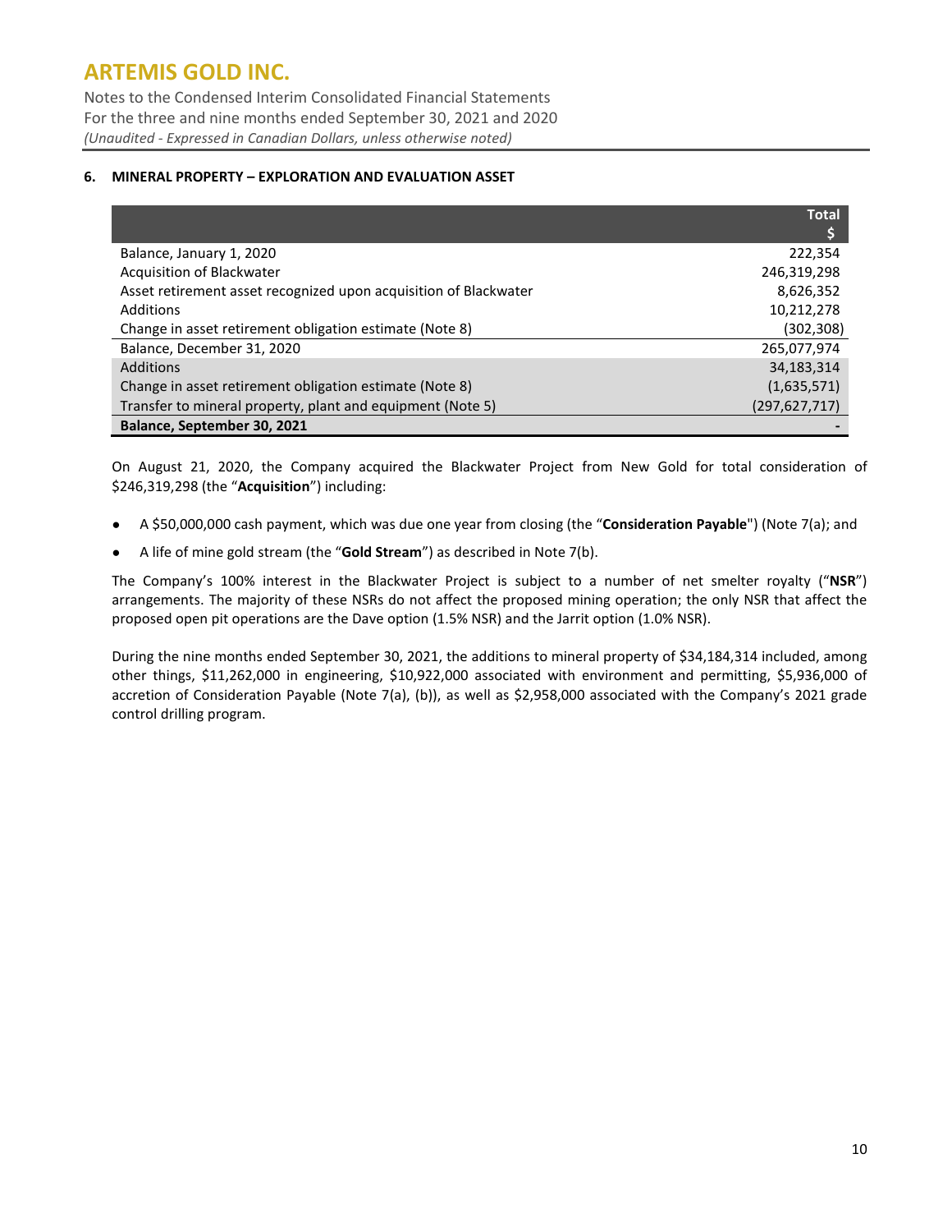### 6. MINERAL PROPERTY – EXPLORATION AND EVALUATION ASSET

| | Total $ |
|---|---|
| Balance, January 1, 2020 | 222,354 |
| Acquisition of Blackwater | 246,319,298 |
| Asset retirement asset recognized upon acquisition of Blackwater | 8,626,352 |
| Additions | 10,212,278 |
| Change in asset retirement obligation estimate (Note 8) | (302,308) |
| Balance, December 31, 2020 | 265,077,974 |
| Additions | 34,183,314 |
| Change in asset retirement obligation estimate (Note 8) | (1,635,571) |
| Transfer to mineral property, plant and equipment (Note 5) | (297,627,717) |
| **Balance, September 30, 2021** | **-** |

On August 21, 2020, the Company acquired the Blackwater Project from New Gold for total consideration of $246,319,298 (the "**Acquisition**") including:

- A $50,000,000 cash payment, which was due one year from closing (the "**Consideration Payable**") (Note 7(a); and
- A life of mine gold stream (the "**Gold Stream**") as described in Note 7(b).

The Company's 100% interest in the Blackwater Project is subject to a number of net smelter royalty ("**NSR**") arrangements. The majority of these NSRs do not affect the proposed mining operation; the only NSR that affect the proposed open pit operations are the Dave option (1.5% NSR) and the Jarrit option (1.0% NSR).

During the nine months ended September 30, 2021, the additions to mineral property of $34,184,314 included, among other things, $11,262,000 in engineering, $10,922,000 associated with environment and permitting, $5,936,000 of accretion of Consideration Payable (Note 7(a), (b)), as well as $2,958,000 associated with the Company's 2021 grade control drilling program.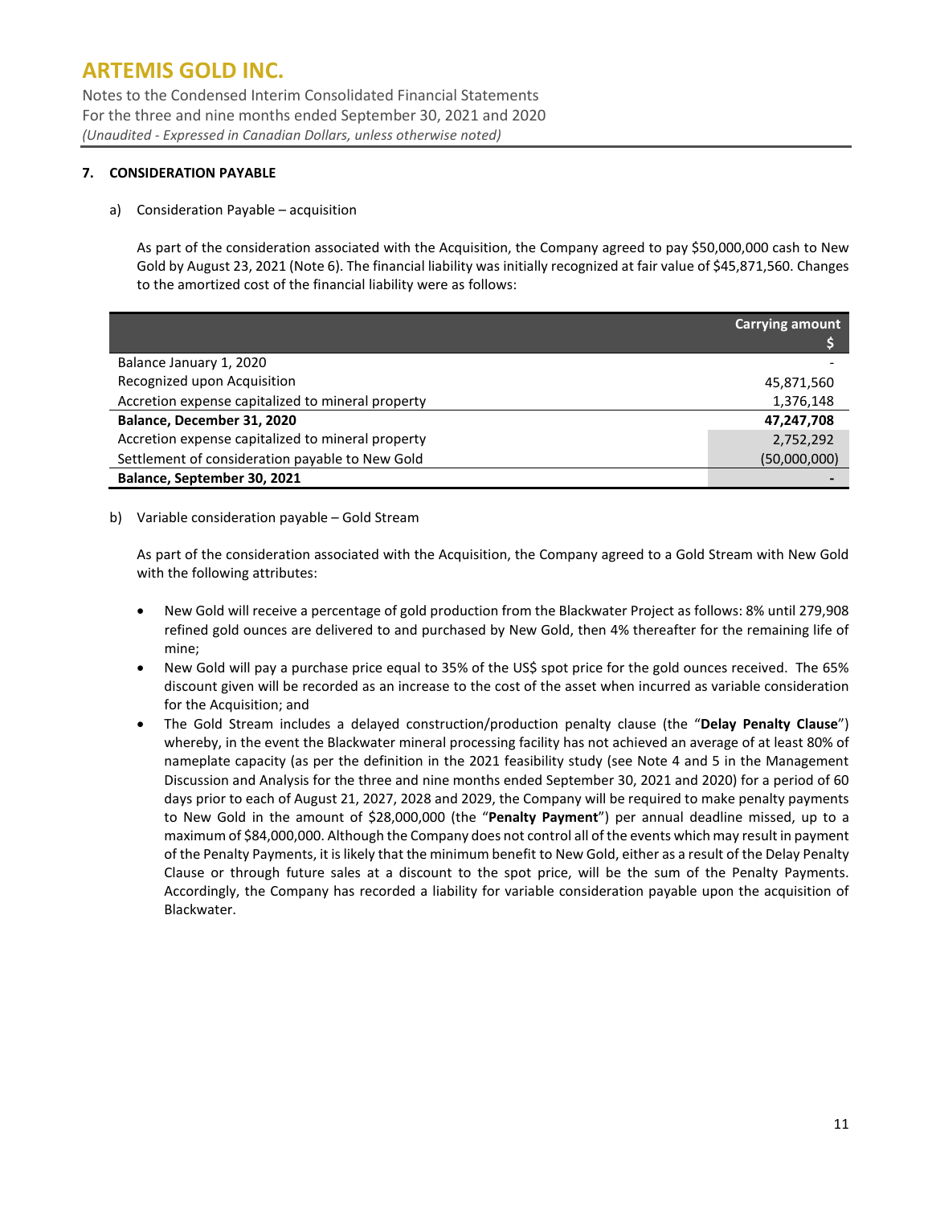## 7. CONSIDERATION PAYABLE

a) Consideration Payable – acquisition

As part of the consideration associated with the Acquisition, the Company agreed to pay $50,000,000 cash to New Gold by August 23, 2021 (Note 6). The financial liability was initially recognized at fair value of $45,871,560. Changes to the amortized cost of the financial liability were as follows:

| | Carrying amount $ |
|---|---|
| Balance January 1, 2020 | - |
| Recognized upon Acquisition | 45,871,560 |
| Accretion expense capitalized to mineral property | 1,376,148 |
| **Balance, December 31, 2020** | **47,247,708** |
| Accretion expense capitalized to mineral property | 2,752,292 |
| Settlement of consideration payable to New Gold | (50,000,000) |
| **Balance, September 30, 2021** | **-** |

b) Variable consideration payable – Gold Stream

As part of the consideration associated with the Acquisition, the Company agreed to a Gold Stream with New Gold with the following attributes:

- New Gold will receive a percentage of gold production from the Blackwater Project as follows: 8% until 279,908 refined gold ounces are delivered to and purchased by New Gold, then 4% thereafter for the remaining life of mine;
- New Gold will pay a purchase price equal to 35% of the US$ spot price for the gold ounces received. The 65% discount given will be recorded as an increase to the cost of the asset when incurred as variable consideration for the Acquisition; and
- The Gold Stream includes a delayed construction/production penalty clause (the "**Delay Penalty Clause**") whereby, in the event the Blackwater mineral processing facility has not achieved an average of at least 80% of nameplate capacity (as per the definition in the 2021 feasibility study (see Note 4 and 5 in the Management Discussion and Analysis for the three and nine months ended September 30, 2021 and 2020) for a period of 60 days prior to each of August 21, 2027, 2028 and 2029, the Company will be required to make penalty payments to New Gold in the amount of $28,000,000 (the "**Penalty Payment**") per annual deadline missed, up to a maximum of $84,000,000. Although the Company does not control all of the events which may result in payment of the Penalty Payments, it is likely that the minimum benefit to New Gold, either as a result of the Delay Penalty Clause or through future sales at a discount to the spot price, will be the sum of the Penalty Payments. Accordingly, the Company has recorded a liability for variable consideration payable upon the acquisition of Blackwater.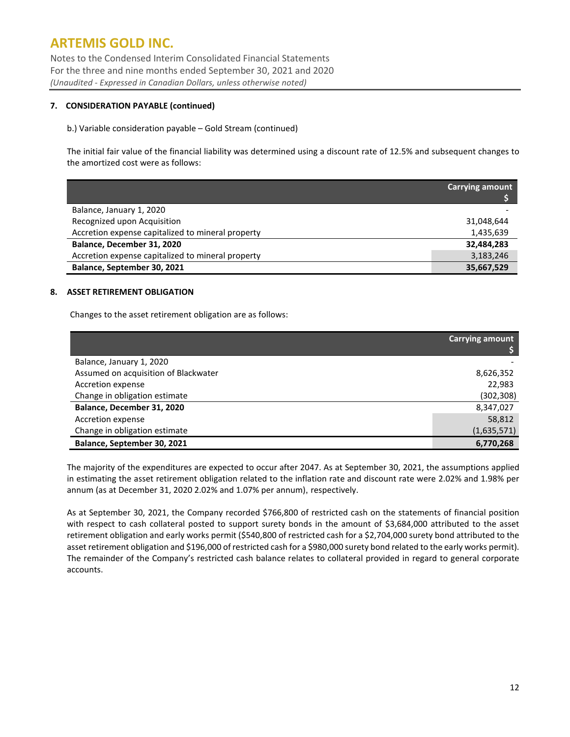### 7. CONSIDERATION PAYABLE (continued)

b.) Variable consideration payable – Gold Stream (continued)

The initial fair value of the financial liability was determined using a discount rate of 12.5% and subsequent changes to the amortized cost were as follows:

| | Carrying amount $ |
|---|---|
| Balance, January 1, 2020 | - |
| Recognized upon Acquisition | 31,048,644 |
| Accretion expense capitalized to mineral property | 1,435,639 |
| **Balance, December 31, 2020** | **32,484,283** |
| Accretion expense capitalized to mineral property | 3,183,246 |
| **Balance, September 30, 2021** | **35,667,529** |

### 8. ASSET RETIREMENT OBLIGATION

Changes to the asset retirement obligation are as follows:

| | Carrying amount $ |
|---|---|
| Balance, January 1, 2020 | - |
| Assumed on acquisition of Blackwater | 8,626,352 |
| Accretion expense | 22,983 |
| Change in obligation estimate | (302,308) |
| **Balance, December 31, 2020** | 8,347,027 |
| Accretion expense | 58,812 |
| Change in obligation estimate | (1,635,571) |
| **Balance, September 30, 2021** | **6,770,268** |

The majority of the expenditures are expected to occur after 2047. As at September 30, 2021, the assumptions applied in estimating the asset retirement obligation related to the inflation rate and discount rate were 2.02% and 1.98% per annum (as at December 31, 2020 2.02% and 1.07% per annum), respectively.

As at September 30, 2021, the Company recorded $766,800 of restricted cash on the statements of financial position with respect to cash collateral posted to support surety bonds in the amount of $3,684,000 attributed to the asset retirement obligation and early works permit ($540,800 of restricted cash for a $2,704,000 surety bond attributed to the asset retirement obligation and $196,000 of restricted cash for a $980,000 surety bond related to the early works permit). The remainder of the Company's restricted cash balance relates to collateral provided in regard to general corporate accounts.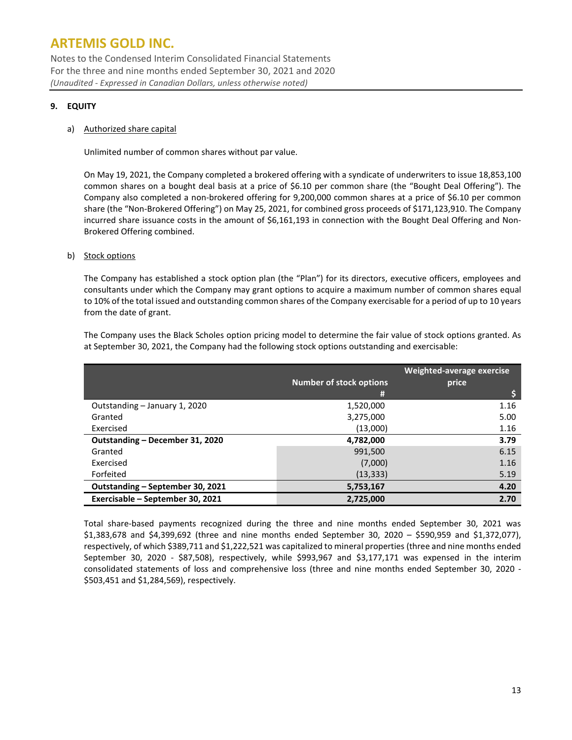## 9. EQUITY

### a) Authorized share capital

Unlimited number of common shares without par value.

On May 19, 2021, the Company completed a brokered offering with a syndicate of underwriters to issue 18,853,100 common shares on a bought deal basis at a price of $6.10 per common share (the "Bought Deal Offering"). The Company also completed a non-brokered offering for 9,200,000 common shares at a price of $6.10 per common share (the "Non-Brokered Offering") on May 25, 2021, for combined gross proceeds of $171,123,910. The Company incurred share issuance costs in the amount of $6,161,193 in connection with the Bought Deal Offering and Non-Brokered Offering combined.

### b) Stock options

The Company has established a stock option plan (the "Plan") for its directors, executive officers, employees and consultants under which the Company may grant options to acquire a maximum number of common shares equal to 10% of the total issued and outstanding common shares of the Company exercisable for a period of up to 10 years from the date of grant.

The Company uses the Black Scholes option pricing model to determine the fair value of stock options granted. As at September 30, 2021, the Company had the following stock options outstanding and exercisable:

| | Number of stock options # | Weighted-average exercise price $ |
|---|---|---|
| Outstanding – January 1, 2020 | 1,520,000 | 1.16 |
| Granted | 3,275,000 | 5.00 |
| Exercised | (13,000) | 1.16 |
| **Outstanding – December 31, 2020** | **4,782,000** | **3.79** |
| Granted | 991,500 | 6.15 |
| Exercised | (7,000) | 1.16 |
| Forfeited | (13,333) | 5.19 |
| **Outstanding – September 30, 2021** | **5,753,167** | **4.20** |
| **Exercisable – September 30, 2021** | **2,725,000** | **2.70** |

Total share-based payments recognized during the three and nine months ended September 30, 2021 was $1,383,678 and $4,399,692 (three and nine months ended September 30, 2020 – $590,959 and $1,372,077), respectively, of which $389,711 and $1,222,521 was capitalized to mineral properties (three and nine months ended September 30, 2020 - $87,508), respectively, while $993,967 and $3,177,171 was expensed in the interim consolidated statements of loss and comprehensive loss (three and nine months ended September 30, 2020 - $503,451 and $1,284,569), respectively.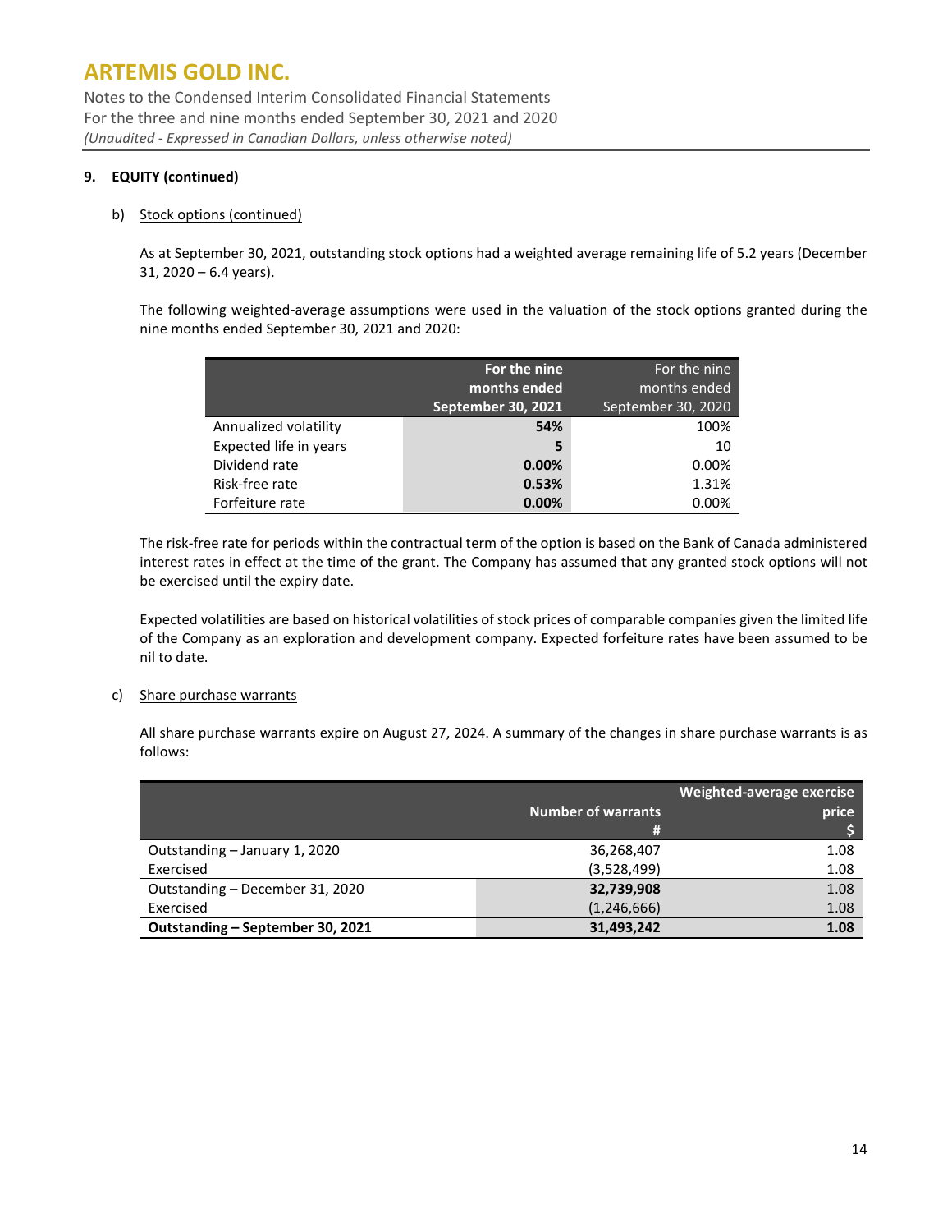## 9. EQUITY (continued)

b) Stock options (continued)

As at September 30, 2021, outstanding stock options had a weighted average remaining life of 5.2 years (December 31, 2020 – 6.4 years).

The following weighted-average assumptions were used in the valuation of the stock options granted during the nine months ended September 30, 2021 and 2020:

| | **For the nine months ended September 30, 2021** | For the nine months ended September 30, 2020 |
|---|---|---|
| Annualized volatility | **54%** | 100% |
| Expected life in years | **5** | 10 |
| Dividend rate | **0.00%** | 0.00% |
| Risk-free rate | **0.53%** | 1.31% |
| Forfeiture rate | **0.00%** | 0.00% |

The risk-free rate for periods within the contractual term of the option is based on the Bank of Canada administered interest rates in effect at the time of the grant. The Company has assumed that any granted stock options will not be exercised until the expiry date.

Expected volatilities are based on historical volatilities of stock prices of comparable companies given the limited life of the Company as an exploration and development company. Expected forfeiture rates have been assumed to be nil to date.

c) Share purchase warrants

All share purchase warrants expire on August 27, 2024. A summary of the changes in share purchase warrants is as follows:

| | Number of warrants<br>#| Weighted-average exercise price<br>$ |
|---|---|---|
| Outstanding – January 1, 2020 | 36,268,407 | 1.08 |
| Exercised | (3,528,499) | 1.08 |
| Outstanding – December 31, 2020 | **32,739,908** | 1.08 |
| Exercised | (1,246,666) | 1.08 |
| **Outstanding – September 30, 2021** | **31,493,242** | **1.08** |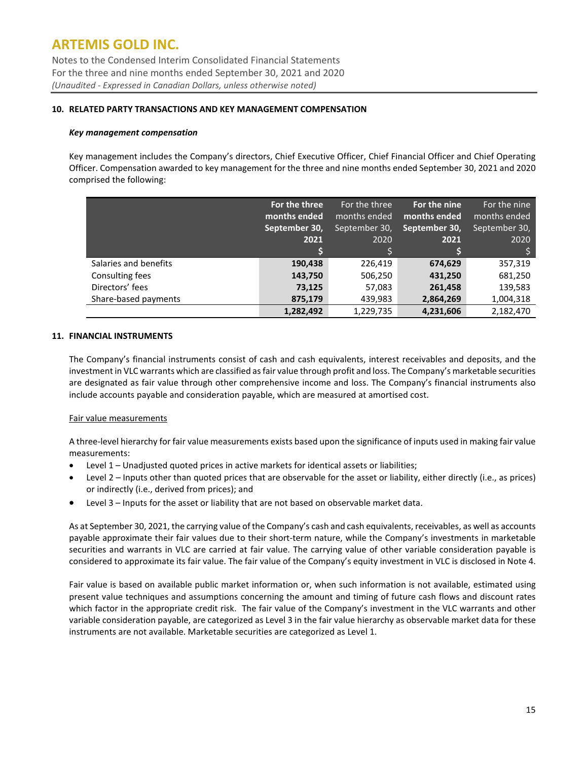## 10. RELATED PARTY TRANSACTIONS AND KEY MANAGEMENT COMPENSATION

***Key management compensation***

Key management includes the Company's directors, Chief Executive Officer, Chief Financial Officer and Chief Operating Officer. Compensation awarded to key management for the three and nine months ended September 30, 2021 and 2020 comprised the following:

| | **For the three months ended September 30, 2021** | For the three months ended September 30, 2020 | **For the nine months ended September 30, 2021** | For the nine months ended September 30, 2020 |
|---|---|---|---|---|
| | **$** | $ | **$** | $ |
| Salaries and benefits | **190,438** | 226,419 | **674,629** | 357,319 |
| Consulting fees | **143,750** | 506,250 | **431,250** | 681,250 |
| Directors' fees | **73,125** | 57,083 | **261,458** | 139,583 |
| Share-based payments | **875,179** | 439,983 | **2,864,269** | 1,004,318 |
| | **1,282,492** | 1,229,735 | **4,231,606** | 2,182,470 |

## 11. FINANCIAL INSTRUMENTS

The Company's financial instruments consist of cash and cash equivalents, interest receivables and deposits, and the investment in VLC warrants which are classified as fair value through profit and loss. The Company's marketable securities are designated as fair value through other comprehensive income and loss. The Company's financial instruments also include accounts payable and consideration payable, which are measured at amortised cost.

Fair value measurements

A three-level hierarchy for fair value measurements exists based upon the significance of inputs used in making fair value measurements:

- Level 1 – Unadjusted quoted prices in active markets for identical assets or liabilities;
- Level 2 – Inputs other than quoted prices that are observable for the asset or liability, either directly (i.e., as prices) or indirectly (i.e., derived from prices); and
- Level 3 – Inputs for the asset or liability that are not based on observable market data.

As at September 30, 2021, the carrying value of the Company's cash and cash equivalents, receivables, as well as accounts payable approximate their fair values due to their short-term nature, while the Company's investments in marketable securities and warrants in VLC are carried at fair value. The carrying value of other variable consideration payable is considered to approximate its fair value. The fair value of the Company's equity investment in VLC is disclosed in Note 4.

Fair value is based on available public market information or, when such information is not available, estimated using present value techniques and assumptions concerning the amount and timing of future cash flows and discount rates which factor in the appropriate credit risk. The fair value of the Company's investment in the VLC warrants and other variable consideration payable, are categorized as Level 3 in the fair value hierarchy as observable market data for these instruments are not available. Marketable securities are categorized as Level 1.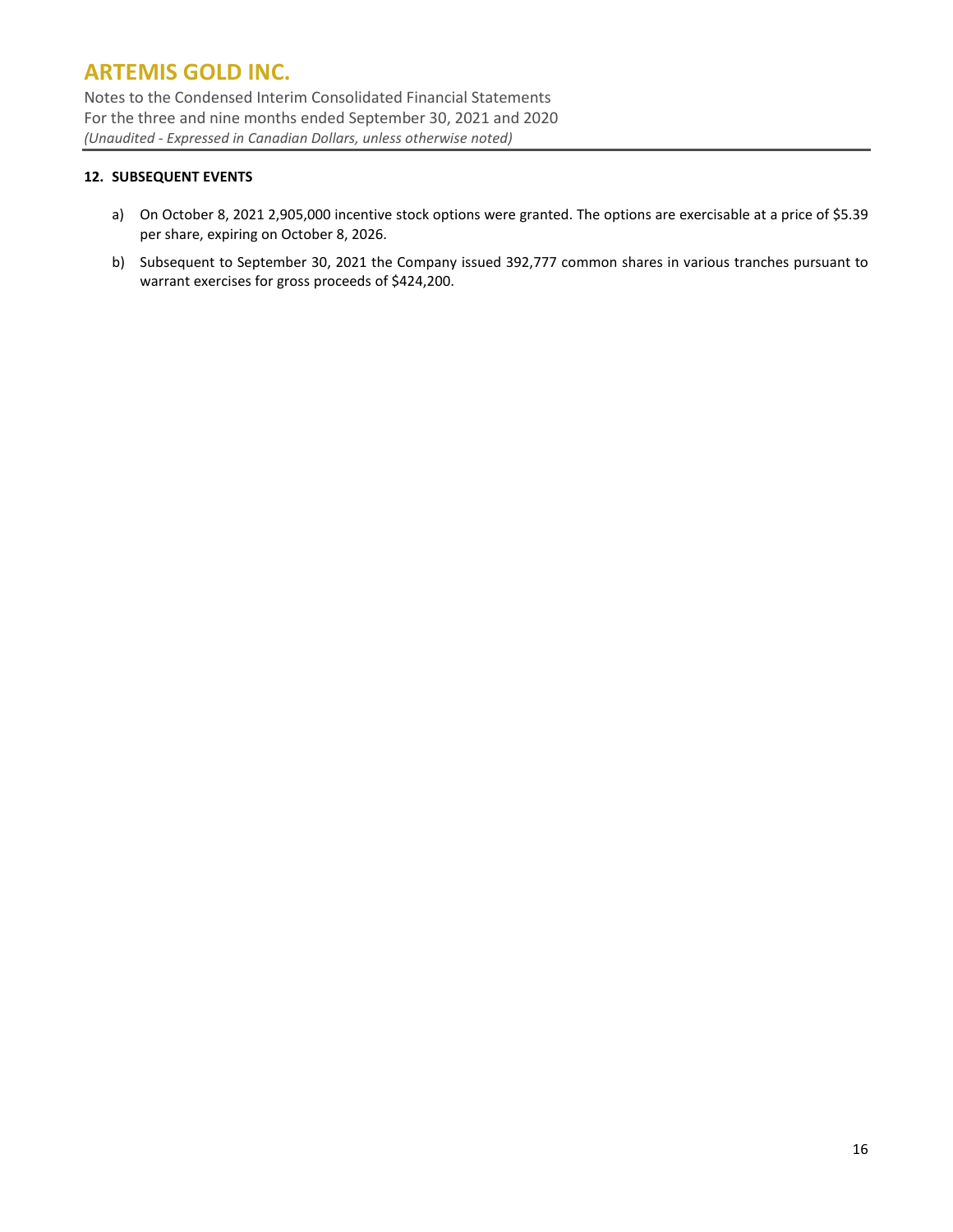## 12. SUBSEQUENT EVENTS

a) On October 8, 2021 2,905,000 incentive stock options were granted. The options are exercisable at a price of $5.39 per share, expiring on October 8, 2026.

b) Subsequent to September 30, 2021 the Company issued 392,777 common shares in various tranches pursuant to warrant exercises for gross proceeds of $424,200.